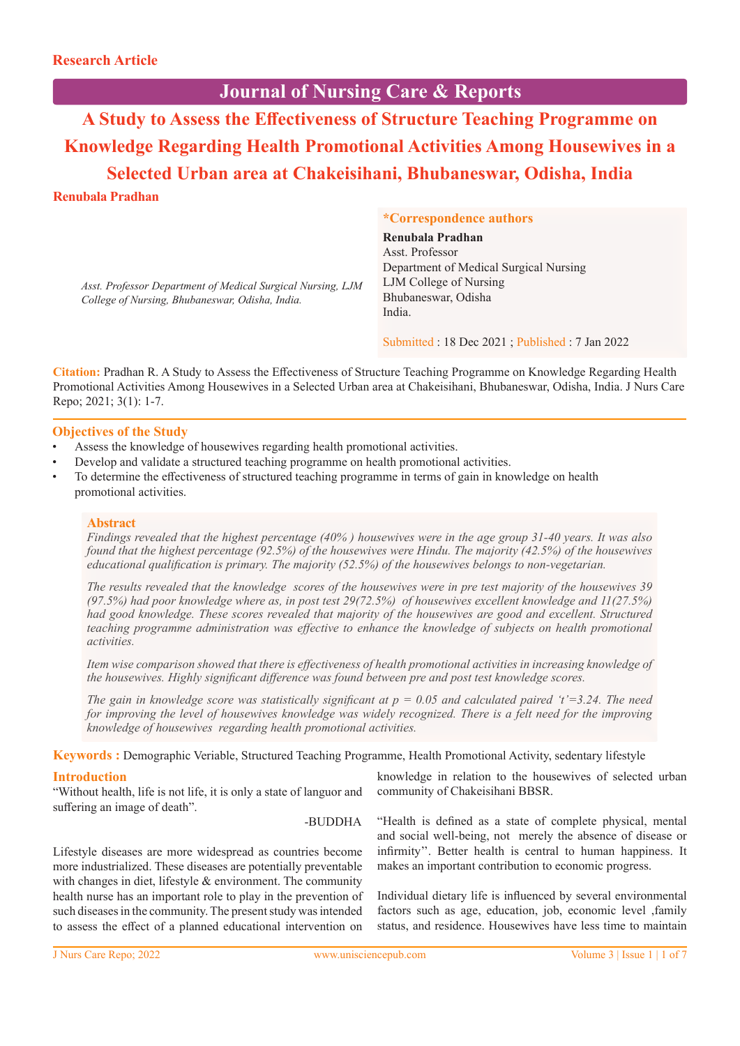Research Article

# Journal of Nursing Care & Reports

# A Study to Assess the Effectiveness of Structure Teaching Programme on Knowledge Regarding Health Promotional Activities Among Housewives in a Selected Urban area at Chakeisihani, Bhubaneswar, Odisha, India

**Renubala Pradhan**

*Asst. Professor Department of Medical Surgical Nursing, LJM College of Nursing, Bhubaneswar, Odisha, India.*

**\*Correspondence authors**

**Renubala Pradhan**
Asst. Professor
Department of Medical Surgical Nursing
LJM College of Nursing
Bhubaneswar, Odisha
India.

Submitted : 18 Dec 2021 ; Published : 7 Jan 2022

**Citation:** Pradhan R. A Study to Assess the Effectiveness of Structure Teaching Programme on Knowledge Regarding Health Promotional Activities Among Housewives in a Selected Urban area at Chakeisihani, Bhubaneswar, Odisha, India. J Nurs Care Repo; 2021; 3(1): 1-7.

## Objectives of the Study

- Assess the knowledge of housewives regarding health promotional activities.
- Develop and validate a structured teaching programme on health promotional activities.
- To determine the effectiveness of structured teaching programme in terms of gain in knowledge on health promotional activities.

## Abstract

*Findings revealed that the highest percentage (40% ) housewives were in the age group 31-40 years. It was also found that the highest percentage (92.5%) of the housewives were Hindu. The majority (42.5%) of the housewives educational qualification is primary. The majority (52.5%) of the housewives belongs to non-vegetarian.*

*The results revealed that the knowledge scores of the housewives were in pre test majority of the housewives 39 (97.5%) had poor knowledge where as, in post test 29(72.5%) of housewives excellent knowledge and 11(27.5%) had good knowledge. These scores revealed that majority of the housewives are good and excellent. Structured teaching programme administration was effective to enhance the knowledge of subjects on health promotional activities.*

*Item wise comparison showed that there is effectiveness of health promotional activities in increasing knowledge of the housewives. Highly significant difference was found between pre and post test knowledge scores.*

*The gain in knowledge score was statistically significant at p = 0.05 and calculated paired 't'=3.24. The need for improving the level of housewives knowledge was widely recognized. There is a felt need for the improving knowledge of housewives regarding health promotional activities.*

**Keywords :** Demographic Veriable, Structured Teaching Programme, Health Promotional Activity, sedentary lifestyle

## Introduction

"Without health, life is not life, it is only a state of languor and suffering an image of death".

-BUDDHA

Lifestyle diseases are more widespread as countries become more industrialized. These diseases are potentially preventable with changes in diet, lifestyle & environment. The community health nurse has an important role to play in the prevention of such diseases in the community. The present study was intended to assess the effect of a planned educational intervention on knowledge in relation to the housewives of selected urban community of Chakeisihani BBSR.

"Health is defined as a state of complete physical, mental and social well-being, not merely the absence of disease or infirmity". Better health is central to human happiness. It makes an important contribution to economic progress.

Individual dietary life is influenced by several environmental factors such as age, education, job, economic level ,family status, and residence. Housewives have less time to maintain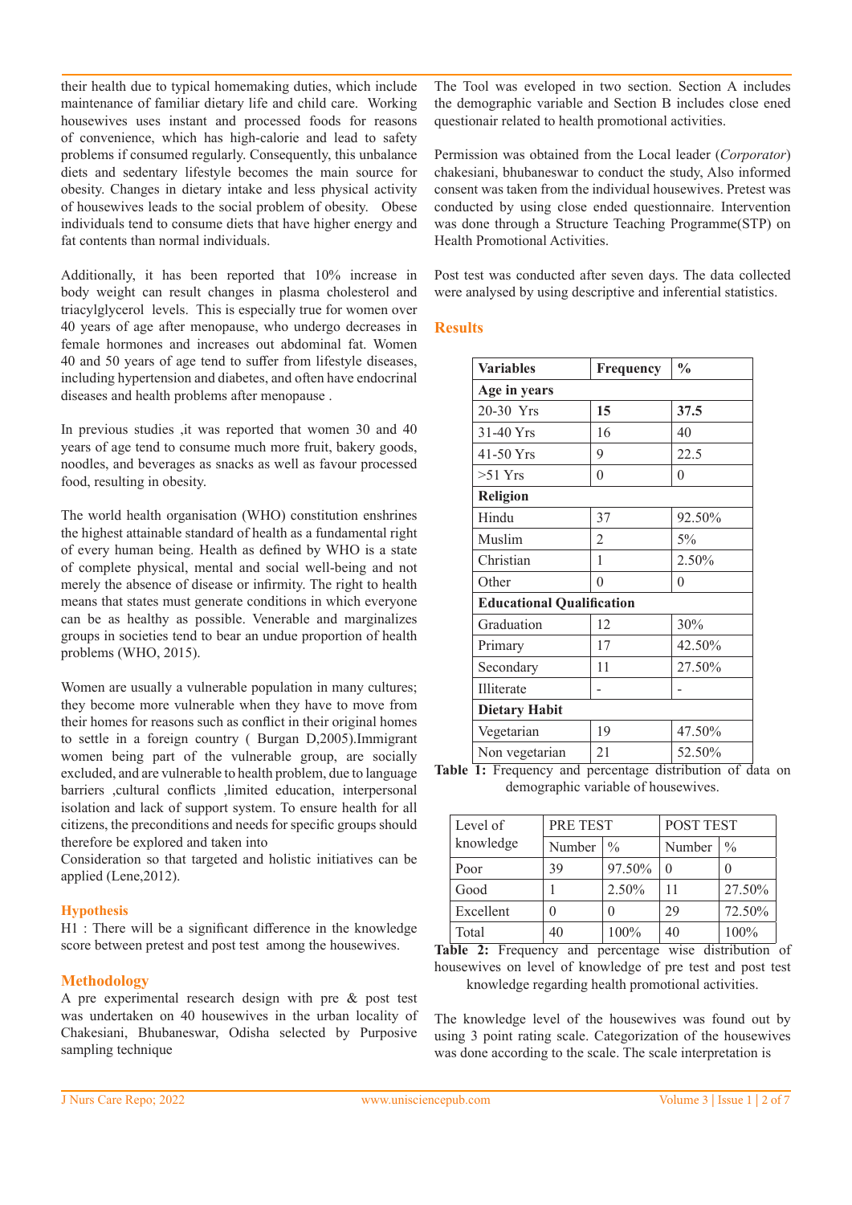their health due to typical homemaking duties, which include maintenance of familiar dietary life and child care. Working housewives uses instant and processed foods for reasons of convenience, which has high-calorie and lead to safety problems if consumed regularly. Consequently, this unbalance diets and sedentary lifestyle becomes the main source for obesity. Changes in dietary intake and less physical activity of housewives leads to the social problem of obesity. Obese individuals tend to consume diets that have higher energy and fat contents than normal individuals.

Additionally, it has been reported that 10% increase in body weight can result changes in plasma cholesterol and triacylglycerol levels. This is especially true for women over 40 years of age after menopause, who undergo decreases in female hormones and increases out abdominal fat. Women 40 and 50 years of age tend to suffer from lifestyle diseases, including hypertension and diabetes, and often have endocrinal diseases and health problems after menopause .

In previous studies ,it was reported that women 30 and 40 years of age tend to consume much more fruit, bakery goods, noodles, and beverages as snacks as well as favour processed food, resulting in obesity.

The world health organisation (WHO) constitution enshrines the highest attainable standard of health as a fundamental right of every human being. Health as defined by WHO is a state of complete physical, mental and social well-being and not merely the absence of disease or infirmity. The right to health means that states must generate conditions in which everyone can be as healthy as possible. Venerable and marginalizes groups in societies tend to bear an undue proportion of health problems (WHO, 2015).

Women are usually a vulnerable population in many cultures; they become more vulnerable when they have to move from their homes for reasons such as conflict in their original homes to settle in a foreign country ( Burgan D,2005).Immigrant women being part of the vulnerable group, are socially excluded, and are vulnerable to health problem, due to language barriers ,cultural conflicts ,limited education, interpersonal isolation and lack of support system. To ensure health for all citizens, the preconditions and needs for specific groups should therefore be explored and taken into
Consideration so that targeted and holistic initiatives can be applied (Lene,2012).

## Hypothesis

H1 : There will be a significant difference in the knowledge score between pretest and post test among the housewives.

## Methodology

A pre experimental research design with pre & post test was undertaken on 40 housewives in the urban locality of Chakesiani, Bhubaneswar, Odisha selected by Purposive sampling technique

The Tool was eveloped in two section. Section A includes the demographic variable and Section B includes close ened questionair related to health promotional activities.

Permission was obtained from the Local leader (*Corporator*) chakesiani, bhubaneswar to conduct the study, Also informed consent was taken from the individual housewives. Pretest was conducted by using close ended questionnaire. Intervention was done through a Structure Teaching Programme(STP) on Health Promotional Activities.

Post test was conducted after seven days. The data collected were analysed by using descriptive and inferential statistics.

## Results

| Variables | Frequency | % |
|---|---|---|
| **Age in years** | | |
| 20-30 Yrs | **15** | **37.5** |
| 31-40 Yrs | 16 | 40 |
| 41-50 Yrs | 9 | 22.5 |
| >51 Yrs | 0 | 0 |
| **Religion** | | |
| Hindu | 37 | 92.50% |
| Muslim | 2 | 5% |
| Christian | 1 | 2.50% |
| Other | 0 | 0 |
| **Educational Qualification** | | |
| Graduation | 12 | 30% |
| Primary | 17 | 42.50% |
| Secondary | 11 | 27.50% |
| Illiterate | - | - |
| **Dietary Habit** | | |
| Vegetarian | 19 | 47.50% |
| Non vegetarian | 21 | 52.50% |

**Table 1:** Frequency and percentage distribution of data on demographic variable of housewives.

| Level of knowledge | PRE TEST | | POST TEST | |
|---|---|---|---|---|
| | Number | % | Number | % |
| Poor | 39 | 97.50% | 0 | 0 |
| Good | 1 | 2.50% | 11 | 27.50% |
| Excellent | 0 | 0 | 29 | 72.50% |
| Total | 40 | 100% | 40 | 100% |

**Table 2:** Frequency and percentage wise distribution of housewives on level of knowledge of pre test and post test knowledge regarding health promotional activities.

The knowledge level of the housewives was found out by using 3 point rating scale. Categorization of the housewives was done according to the scale. The scale interpretation is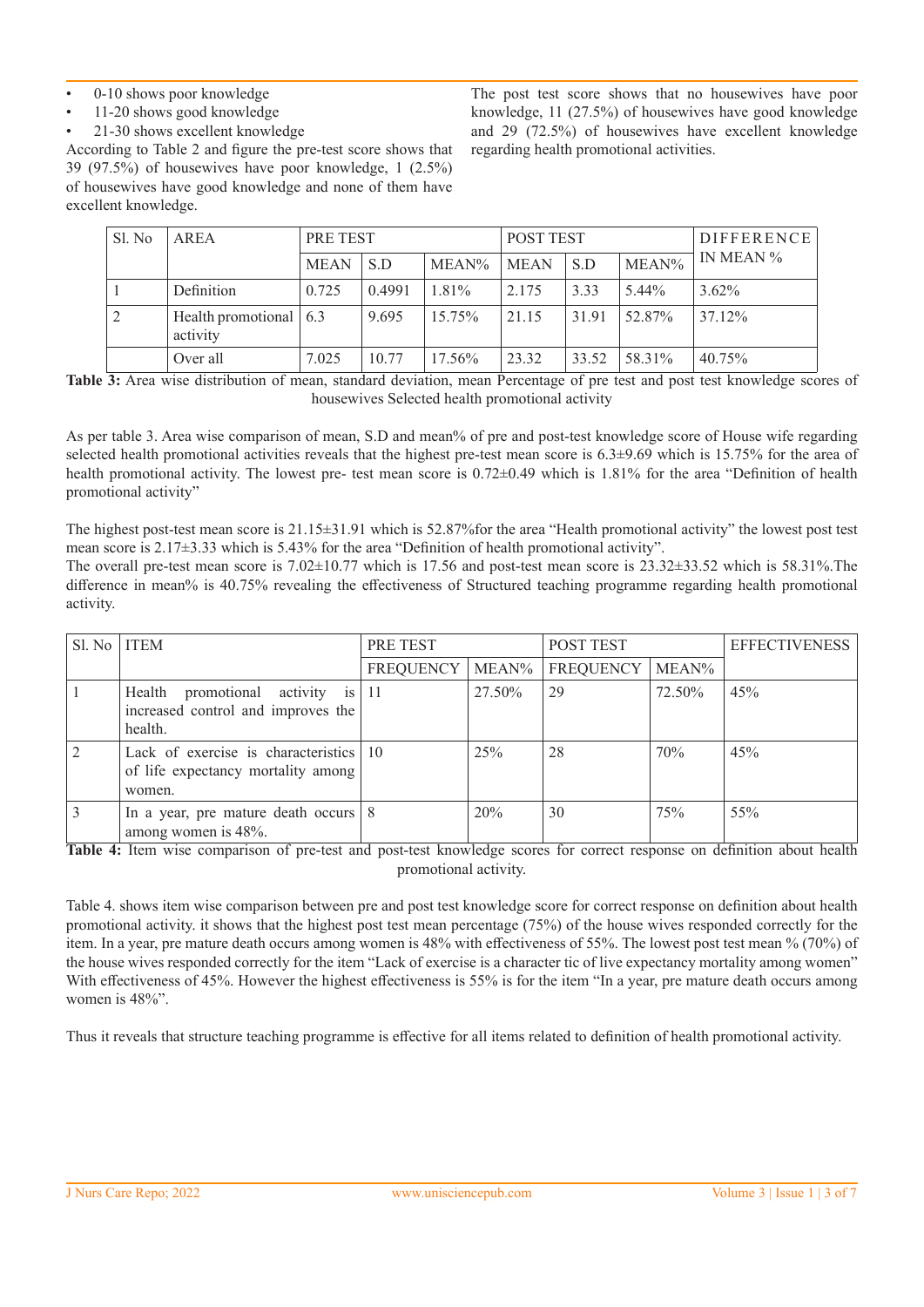- 0-10 shows poor knowledge
- 11-20 shows good knowledge
- 21-30 shows excellent knowledge

According to Table 2 and figure the pre-test score shows that 39 (97.5%) of housewives have poor knowledge, 1 (2.5%) of housewives have good knowledge and none of them have excellent knowledge.

The post test score shows that no housewives have poor knowledge, 11 (27.5%) of housewives have good knowledge and 29 (72.5%) of housewives have excellent knowledge regarding health promotional activities.

| Sl. No | AREA | PRE TEST | | | POST TEST | | | DIFFERENCE IN MEAN % |
|---|---|---|---|---|---|---|---|---|
| | | MEAN | S.D | MEAN% | MEAN | S.D | MEAN% | |
| 1 | Definition | 0.725 | 0.4991 | 1.81% | 2.175 | 3.33 | 5.44% | 3.62% |
| 2 | Health promotional activity | 6.3 | 9.695 | 15.75% | 21.15 | 31.91 | 52.87% | 37.12% |
| | Over all | 7.025 | 10.77 | 17.56% | 23.32 | 33.52 | 58.31% | 40.75% |

**Table 3:** Area wise distribution of mean, standard deviation, mean Percentage of pre test and post test knowledge scores of housewives Selected health promotional activity

As per table 3. Area wise comparison of mean, S.D and mean% of pre and post-test knowledge score of House wife regarding selected health promotional activities reveals that the highest pre-test mean score is 6.3±9.69 which is 15.75% for the area of health promotional activity. The lowest pre- test mean score is 0.72±0.49 which is 1.81% for the area "Definition of health promotional activity"

The highest post-test mean score is 21.15±31.91 which is 52.87%for the area "Health promotional activity" the lowest post test mean score is 2.17±3.33 which is 5.43% for the area "Definition of health promotional activity".
The overall pre-test mean score is 7.02±10.77 which is 17.56 and post-test mean score is 23.32±33.52 which is 58.31%.The difference in mean% is 40.75% revealing the effectiveness of Structured teaching programme regarding health promotional activity.

| Sl. No | ITEM | PRE TEST | | POST TEST | | EFFECTIVENESS |
|---|---|---|---|---|---|---|
| | | FREQUENCY | MEAN% | FREQUENCY | MEAN% | |
| 1 | Health promotional activity is increased control and improves the health. | 11 | 27.50% | 29 | 72.50% | 45% |
| 2 | Lack of exercise is characteristics of life expectancy mortality among women. | 10 | 25% | 28 | 70% | 45% |
| 3 | In a year, pre mature death occurs among women is 48%. | 8 | 20% | 30 | 75% | 55% |

**Table 4:** Item wise comparison of pre-test and post-test knowledge scores for correct response on definition about health promotional activity.

Table 4. shows item wise comparison between pre and post test knowledge score for correct response on definition about health promotional activity. it shows that the highest post test mean percentage (75%) of the house wives responded correctly for the item. In a year, pre mature death occurs among women is 48% with effectiveness of 55%. The lowest post test mean % (70%) of the house wives responded correctly for the item "Lack of exercise is a character tic of live expectancy mortality among women" With effectiveness of 45%. However the highest effectiveness is 55% is for the item "In a year, pre mature death occurs among women is 48%".

Thus it reveals that structure teaching programme is effective for all items related to definition of health promotional activity.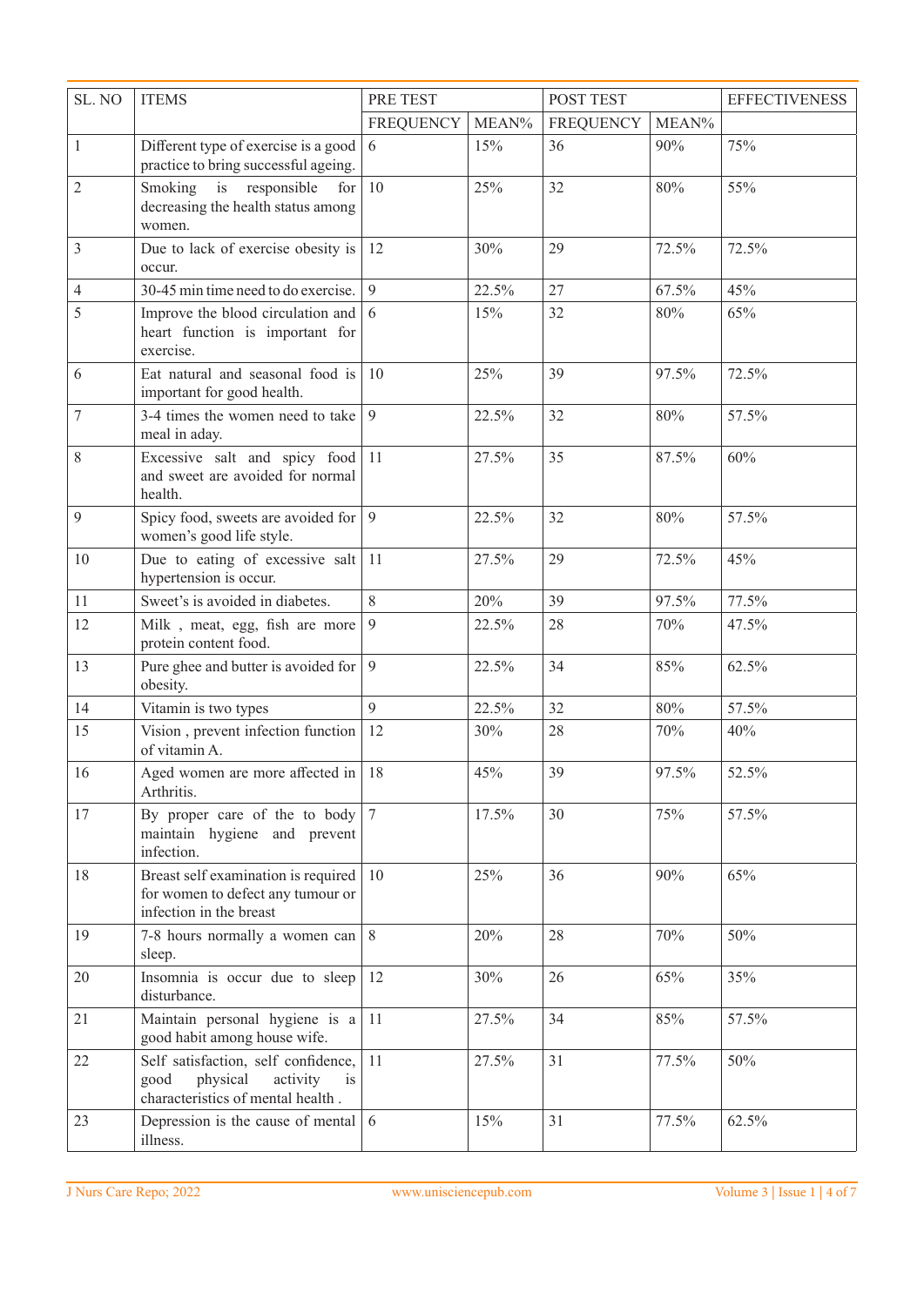| SL. NO | ITEMS | PRE TEST | | POST TEST | | EFFECTIVENESS |
|---|---|---|---|---|---|---|
| | | FREQUENCY | MEAN% | FREQUENCY | MEAN% | |
| 1 | Different type of exercise is a good practice to bring successful ageing. | 6 | 15% | 36 | 90% | 75% |
| 2 | Smoking is responsible for decreasing the health status among women. | 10 | 25% | 32 | 80% | 55% |
| 3 | Due to lack of exercise obesity is occur. | 12 | 30% | 29 | 72.5% | 72.5% |
| 4 | 30-45 min time need to do exercise. | 9 | 22.5% | 27 | 67.5% | 45% |
| 5 | Improve the blood circulation and heart function is important for exercise. | 6 | 15% | 32 | 80% | 65% |
| 6 | Eat natural and seasonal food is important for good health. | 10 | 25% | 39 | 97.5% | 72.5% |
| 7 | 3-4 times the women need to take meal in aday. | 9 | 22.5% | 32 | 80% | 57.5% |
| 8 | Excessive salt and spicy food and sweet are avoided for normal health. | 11 | 27.5% | 35 | 87.5% | 60% |
| 9 | Spicy food, sweets are avoided for women's good life style. | 9 | 22.5% | 32 | 80% | 57.5% |
| 10 | Due to eating of excessive salt hypertension is occur. | 11 | 27.5% | 29 | 72.5% | 45% |
| 11 | Sweet's is avoided in diabetes. | 8 | 20% | 39 | 97.5% | 77.5% |
| 12 | Milk , meat, egg, fish are more protein content food. | 9 | 22.5% | 28 | 70% | 47.5% |
| 13 | Pure ghee and butter is avoided for obesity. | 9 | 22.5% | 34 | 85% | 62.5% |
| 14 | Vitamin is two types | 9 | 22.5% | 32 | 80% | 57.5% |
| 15 | Vision , prevent infection function of vitamin A. | 12 | 30% | 28 | 70% | 40% |
| 16 | Aged women are more affected in Arthritis. | 18 | 45% | 39 | 97.5% | 52.5% |
| 17 | By proper care of the to body maintain hygiene and prevent infection. | 7 | 17.5% | 30 | 75% | 57.5% |
| 18 | Breast self examination is required for women to defect any tumour or infection in the breast | 10 | 25% | 36 | 90% | 65% |
| 19 | 7-8 hours normally a women can sleep. | 8 | 20% | 28 | 70% | 50% |
| 20 | Insomnia is occur due to sleep disturbance. | 12 | 30% | 26 | 65% | 35% |
| 21 | Maintain personal hygiene is a good habit among house wife. | 11 | 27.5% | 34 | 85% | 57.5% |
| 22 | Self satisfaction, self confidence, good physical activity is characteristics of mental health . | 11 | 27.5% | 31 | 77.5% | 50% |
| 23 | Depression is the cause of mental illness. | 6 | 15% | 31 | 77.5% | 62.5% |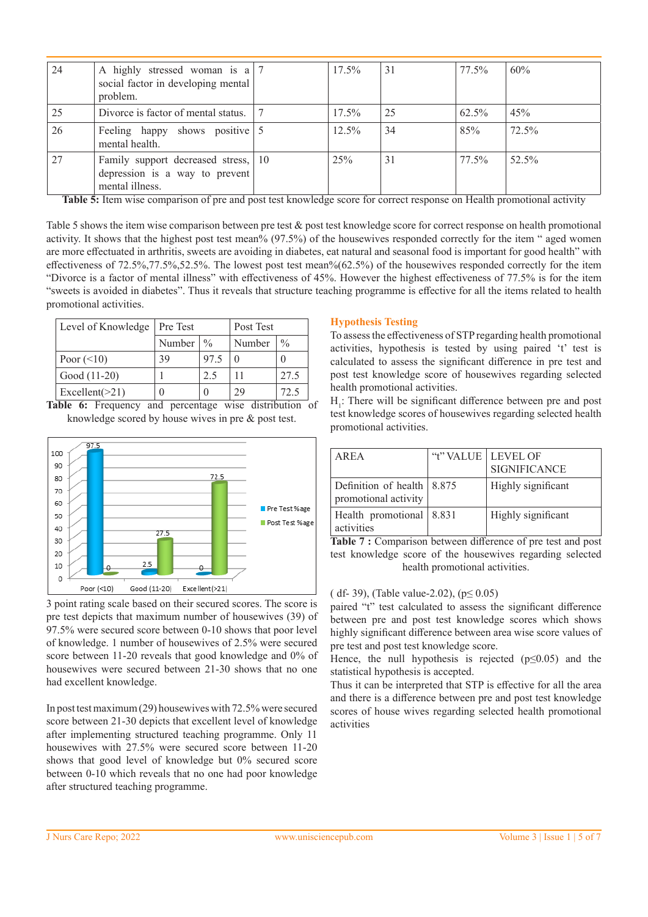| 24 | A highly stressed woman is a social factor in developing mental problem. | 7 | 17.5% | 31 | 77.5% | 60% |
|---|---|---|---|---|---|---|
| 25 | Divorce is factor of mental status. | 7 | 17.5% | 25 | 62.5% | 45% |
| 26 | Feeling happy shows positive mental health. | 5 | 12.5% | 34 | 85% | 72.5% |
| 27 | Family support decreased stress, depression is a way to prevent mental illness. | 10 | 25% | 31 | 77.5% | 52.5% |

**Table 5:** Item wise comparison of pre and post test knowledge score for correct response on Health promotional activity

Table 5 shows the item wise comparison between pre test & post test knowledge score for correct response on health promotional activity. It shows that the highest post test mean% (97.5%) of the housewives responded correctly for the item " aged women are more effectuated in arthritis, sweets are avoiding in diabetes, eat natural and seasonal food is important for good health" with effectiveness of 72.5%,77.5%,52.5%. The lowest post test mean%(62.5%) of the housewives responded correctly for the item "Divorce is a factor of mental illness" with effectiveness of 45%. However the highest effectiveness of 77.5% is for the item "sweets is avoided in diabetes". Thus it reveals that structure teaching programme is effective for all the items related to health promotional activities.

| Level of Knowledge | Pre Test | | Post Test | |
|---|---|---|---|---|
| | Number | % | Number | % |
| Poor (<10) | 39 | 97.5 | 0 | 0 |
| Good (11-20) | 1 | 2.5 | 11 | 27.5 |
| Excellent(>21) | 0 | 0 | 29 | 72.5 |

**Table 6:** Frequency and percentage wise distribution of knowledge scored by house wives in pre & post test.

3 point rating scale based on their secured scores. The score is pre test depicts that maximum number of housewives (39) of 97.5% were secured score between 0-10 shows that poor level of knowledge. 1 number of housewives of 2.5% were secured score between 11-20 reveals that good knowledge and 0% of housewives were secured between 21-30 shows that no one had excellent knowledge.

In post test maximum (29) housewives with 72.5% were secured score between 21-30 depicts that excellent level of knowledge after implementing structured teaching programme. Only 11 housewives with 27.5% were secured score between 11-20 shows that good level of knowledge but 0% secured score between 0-10 which reveals that no one had poor knowledge after structured teaching programme.

## Hypothesis Testing

To assess the effectiveness of STP regarding health promotional activities, hypothesis is tested by using paired 't' test is calculated to assess the significant difference in pre test and post test knowledge score of housewives regarding selected health promotional activities.

$H_1$: There will be significant difference between pre and post test knowledge scores of housewives regarding selected health promotional activities.

| AREA | "t" VALUE | LEVEL OF SIGNIFICANCE |
|---|---|---|
| Definition of health promotional activity | 8.875 | Highly significant |
| Health promotional activities | 8.831 | Highly significant |

**Table 7 :** Comparison between difference of pre test and post test knowledge score of the housewives regarding selected health promotional activities.

( df- 39), (Table value-2.02), ($p \leq 0.05$)

paired "t" test calculated to assess the significant difference between pre and post test knowledge scores which shows highly significant difference between area wise score values of pre test and post test knowledge score.

Hence, the null hypothesis is rejected ($p \leq 0.05$) and the statistical hypothesis is accepted.

Thus it can be interpreted that STP is effective for all the area and there is a difference between pre and post test knowledge scores of house wives regarding selected health promotional activities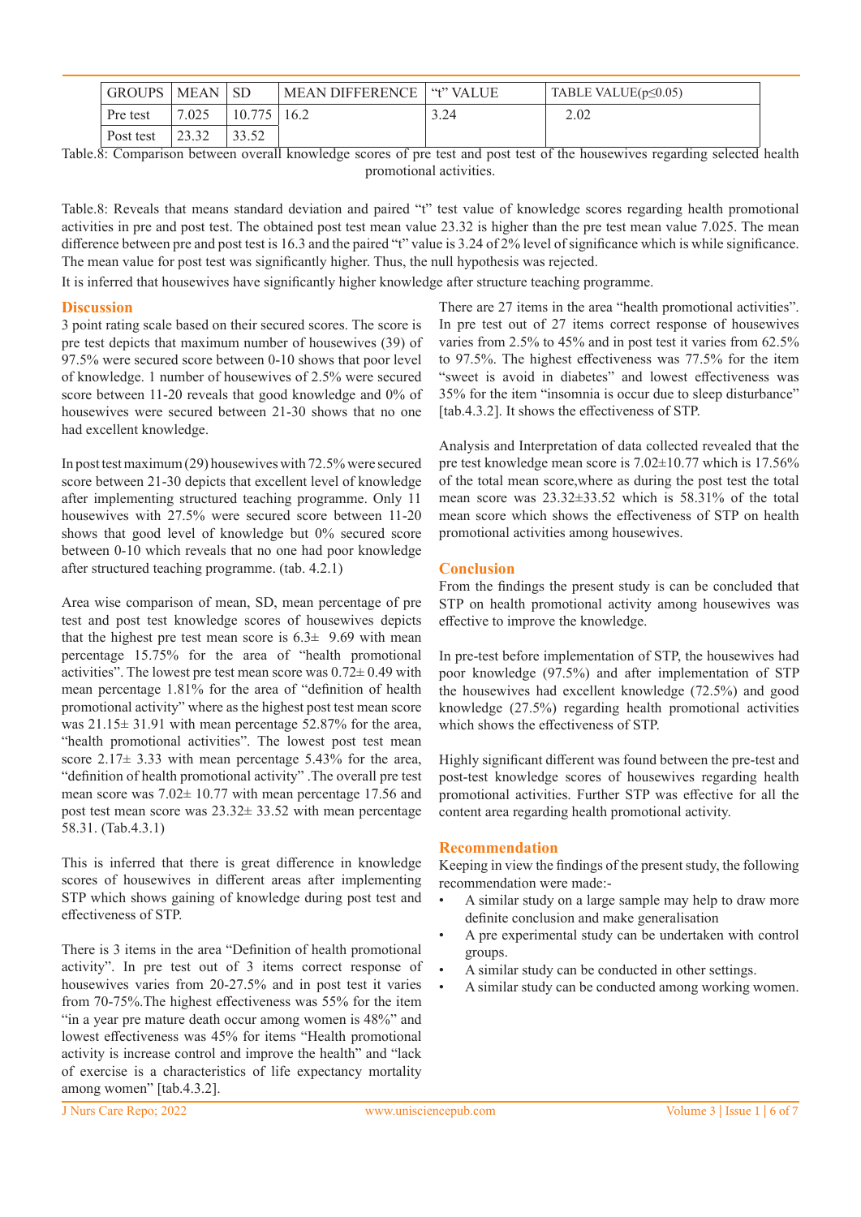| GROUPS | MEAN | SD | MEAN DIFFERENCE | "t" VALUE | TABLE VALUE($p \leq 0.05$) |
|---|---|---|---|---|---|
| Pre test | 7.025 | 10.775 | 16.2 | 3.24 | 2.02 |
| Post test | 23.32 | 33.52 | | | |

Table.8: Comparison between overall knowledge scores of pre test and post test of the housewives regarding selected health promotional activities.

Table.8: Reveals that means standard deviation and paired "t" test value of knowledge scores regarding health promotional activities in pre and post test. The obtained post test mean value 23.32 is higher than the pre test mean value 7.025. The mean difference between pre and post test is 16.3 and the paired "t" value is 3.24 of 2% level of significance which is while significance. The mean value for post test was significantly higher. Thus, the null hypothesis was rejected.

It is inferred that housewives have significantly higher knowledge after structure teaching programme.

## Discussion

3 point rating scale based on their secured scores. The score is pre test depicts that maximum number of housewives (39) of 97.5% were secured score between 0-10 shows that poor level of knowledge. 1 number of housewives of 2.5% were secured score between 11-20 reveals that good knowledge and 0% of housewives were secured between 21-30 shows that no one had excellent knowledge.

In post test maximum (29) housewives with 72.5% were secured score between 21-30 depicts that excellent level of knowledge after implementing structured teaching programme. Only 11 housewives with 27.5% were secured score between 11-20 shows that good level of knowledge but 0% secured score between 0-10 which reveals that no one had poor knowledge after structured teaching programme. (tab. 4.2.1)

Area wise comparison of mean, SD, mean percentage of pre test and post test knowledge scores of housewives depicts that the highest pre test mean score is 6.3± 9.69 with mean percentage 15.75% for the area of "health promotional activities". The lowest pre test mean score was 0.72± 0.49 with mean percentage 1.81% for the area of "definition of health promotional activity" where as the highest post test mean score was 21.15± 31.91 with mean percentage 52.87% for the area, "health promotional activities". The lowest post test mean score 2.17± 3.33 with mean percentage 5.43% for the area, "definition of health promotional activity" .The overall pre test mean score was 7.02± 10.77 with mean percentage 17.56 and post test mean score was 23.32± 33.52 with mean percentage 58.31. (Tab.4.3.1)

This is inferred that there is great difference in knowledge scores of housewives in different areas after implementing STP which shows gaining of knowledge during post test and effectiveness of STP.

There is 3 items in the area "Definition of health promotional activity". In pre test out of 3 items correct response of housewives varies from 20-27.5% and in post test it varies from 70-75%.The highest effectiveness was 55% for the item "in a year pre mature death occur among women is 48%" and lowest effectiveness was 45% for items "Health promotional activity is increase control and improve the health" and "lack of exercise is a characteristics of life expectancy mortality among women" [tab.4.3.2].

There are 27 items in the area "health promotional activities". In pre test out of 27 items correct response of housewives varies from 2.5% to 45% and in post test it varies from 62.5% to 97.5%. The highest effectiveness was 77.5% for the item "sweet is avoid in diabetes" and lowest effectiveness was 35% for the item "insomnia is occur due to sleep disturbance" [tab.4.3.2]. It shows the effectiveness of STP.

Analysis and Interpretation of data collected revealed that the pre test knowledge mean score is 7.02±10.77 which is 17.56% of the total mean score,where as during the post test the total mean score was 23.32±33.52 which is 58.31% of the total mean score which shows the effectiveness of STP on health promotional activities among housewives.

## Conclusion

From the findings the present study is can be concluded that STP on health promotional activity among housewives was effective to improve the knowledge.

In pre-test before implementation of STP, the housewives had poor knowledge (97.5%) and after implementation of STP the housewives had excellent knowledge (72.5%) and good knowledge (27.5%) regarding health promotional activities which shows the effectiveness of STP.

Highly significant different was found between the pre-test and post-test knowledge scores of housewives regarding health promotional activities. Further STP was effective for all the content area regarding health promotional activity.

## Recommendation

Keeping in view the findings of the present study, the following recommendation were made:-

- A similar study on a large sample may help to draw more definite conclusion and make generalisation
- A pre experimental study can be undertaken with control groups.
- A similar study can be conducted in other settings.
- A similar study can be conducted among working women.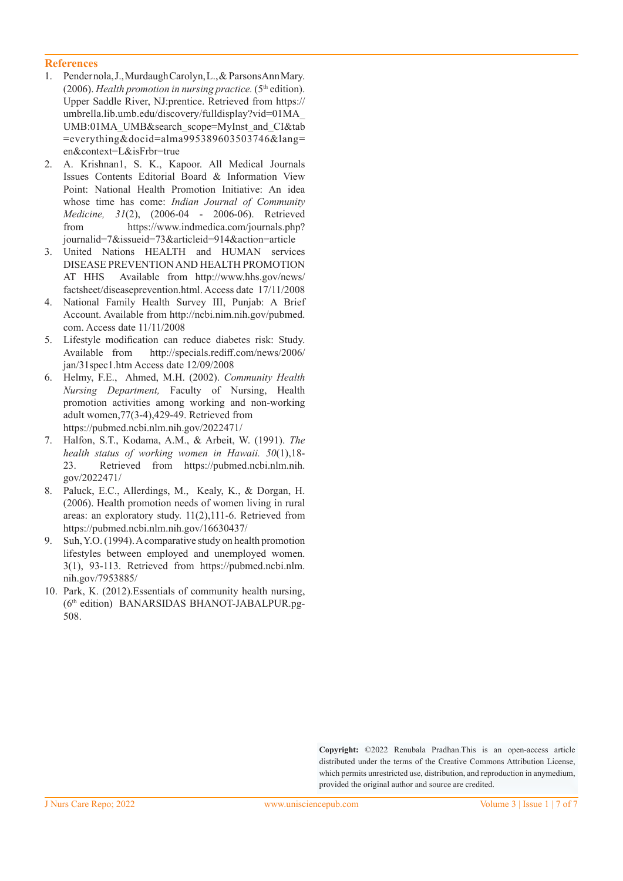## References

1. Pendernola, J., Murdaugh Carolyn, L., & Parsons Ann Mary. (2006). *Health promotion in nursing practice.* (5th edition). Upper Saddle River, NJ:prentice. Retrieved from https://umbrella.lib.umb.edu/discovery/fulldisplay?vid=01MA_UMB:01MA_UMB&search_scope=MyInst_and_CI&tab=everything&docid=alma995389603503746&lang=en&context=L&isFrbr=true
2. A. Krishnan1, S. K., Kapoor. All Medical Journals Issues Contents Editorial Board & Information View Point: National Health Promotion Initiative: An idea whose time has come: *Indian Journal of Community Medicine, 31*(2), (2006-04 - 2006-06). Retrieved from https://www.indmedica.com/journals.php?journalid=7&issueid=73&articleid=914&action=article
3. United Nations HEALTH and HUMAN services DISEASE PREVENTION AND HEALTH PROMOTION AT HHS Available from http://www.hhs.gov/news/factsheet/diseaseprevention.html. Access date 17/11/2008
4. National Family Health Survey III, Punjab: A Brief Account. Available from http://ncbi.nim.nih.gov/pubmed.com. Access date 11/11/2008
5. Lifestyle modification can reduce diabetes risk: Study. Available from http://specials.rediff.com/news/2006/jan/31spec1.htm Access date 12/09/2008
6. Helmy, F.E., Ahmed, M.H. (2002). *Community Health Nursing Department,* Faculty of Nursing, Health promotion activities among working and non-working adult women,77(3-4),429-49. Retrieved from https://pubmed.ncbi.nlm.nih.gov/2022471/
7. Halfon, S.T., Kodama, A.M., & Arbeit, W. (1991). *The health status of working women in Hawaii. 50*(1),18-23. Retrieved from https://pubmed.ncbi.nlm.nih.gov/2022471/
8. Paluck, E.C., Allerdings, M., Kealy, K., & Dorgan, H. (2006). Health promotion needs of women living in rural areas: an exploratory study. 11(2),111-6. Retrieved from https://pubmed.ncbi.nlm.nih.gov/16630437/
9. Suh, Y.O. (1994). A comparative study on health promotion lifestyles between employed and unemployed women. 3(1), 93-113. Retrieved from https://pubmed.ncbi.nlm.nih.gov/7953885/
10. Park, K. (2012).Essentials of community health nursing, (6th edition) BANARSIDAS BHANOT-JABALPUR.pg-508.

**Copyright:** ©2022 Renubala Pradhan.This is an open-access article distributed under the terms of the Creative Commons Attribution License, which permits unrestricted use, distribution, and reproduction in anymedium, provided the original author and source are credited.